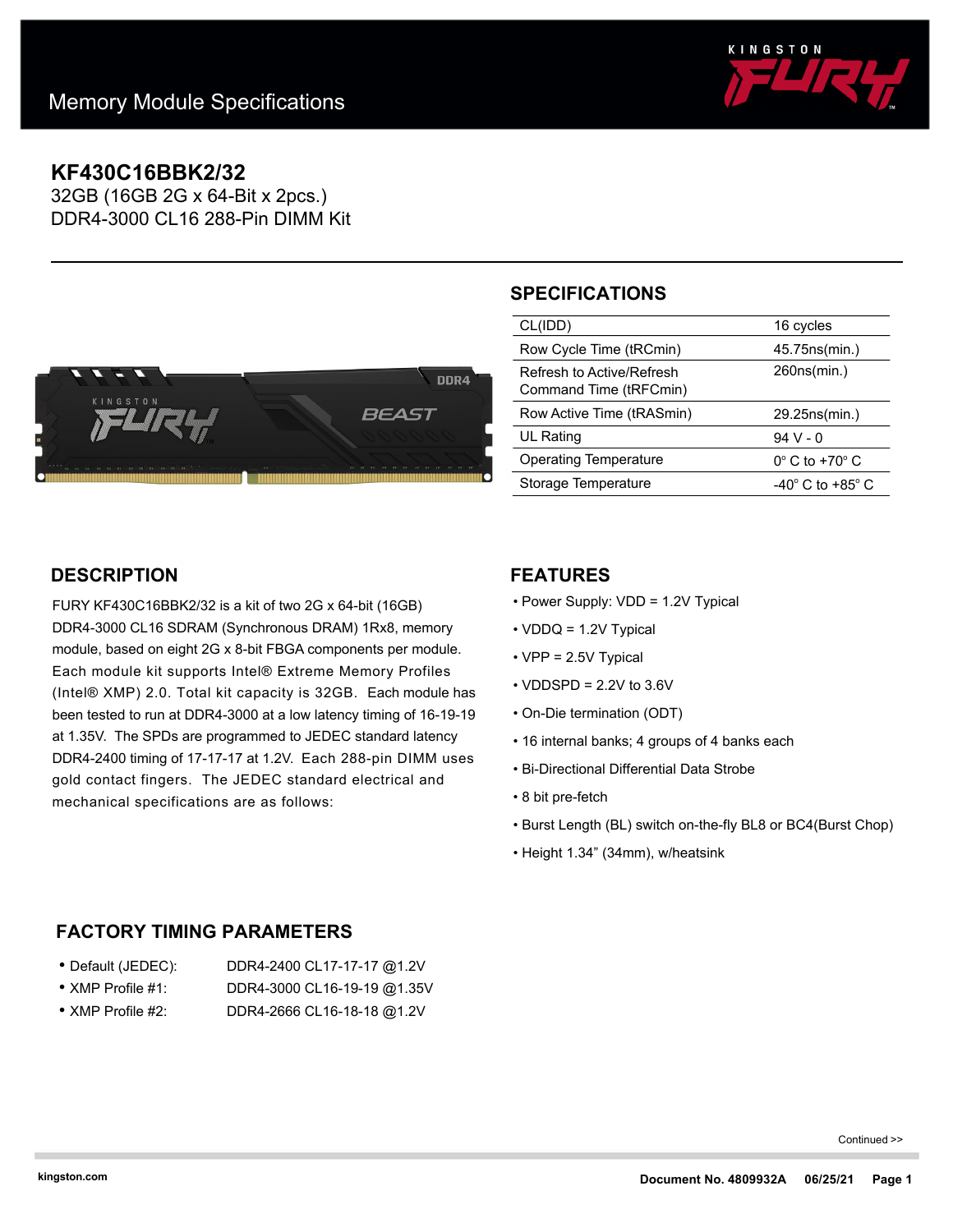# Memory Module Specifications

## KF430C16BBK2/32

32GB (16GB 2G x 64-Bit x 2pcs.)
DDR4-3000 CL16 288-Pin DIMM Kit

## SPECIFICATIONS

| | |
|---|---|
| CL(IDD) | 16 cycles |
| Row Cycle Time (tRCmin) | 45.75ns(min.) |
| Refresh to Active/Refresh Command Time (tRFCmin) | 260ns(min.) |
| Row Active Time (tRASmin) | 29.25ns(min.) |
| UL Rating | 94 V - 0 |
| Operating Temperature | 0° C to +70° C |
| Storage Temperature | -40° C to +85° C |

## DESCRIPTION

FURY KF430C16BBK2/32 is a kit of two 2G x 64-bit (16GB) DDR4-3000 CL16 SDRAM (Synchronous DRAM) 1Rx8, memory module, based on eight 2G x 8-bit FBGA components per module. Each module kit supports Intel® Extreme Memory Profiles (Intel® XMP) 2.0. Total kit capacity is 32GB. Each module has been tested to run at DDR4-3000 at a low latency timing of 16-19-19 at 1.35V. The SPDs are programmed to JEDEC standard latency DDR4-2400 timing of 17-17-17 at 1.2V. Each 288-pin DIMM uses gold contact fingers. The JEDEC standard electrical and mechanical specifications are as follows:

## FEATURES

- Power Supply: VDD = 1.2V Typical
- VDDQ = 1.2V Typical
- VPP = 2.5V Typical
- VDDSPD = 2.2V to 3.6V
- On-Die termination (ODT)
- 16 internal banks; 4 groups of 4 banks each
- Bi-Directional Differential Data Strobe
- 8 bit pre-fetch
- Burst Length (BL) switch on-the-fly BL8 or BC4(Burst Chop)
- Height 1.34” (34mm), w/heatsink

## FACTORY TIMING PARAMETERS

- Default (JEDEC): DDR4-2400 CL17-17-17 @1.2V
- XMP Profile #1: DDR4-3000 CL16-19-19 @1.35V
- XMP Profile #2: DDR4-2666 CL16-18-18 @1.2V

Continued >>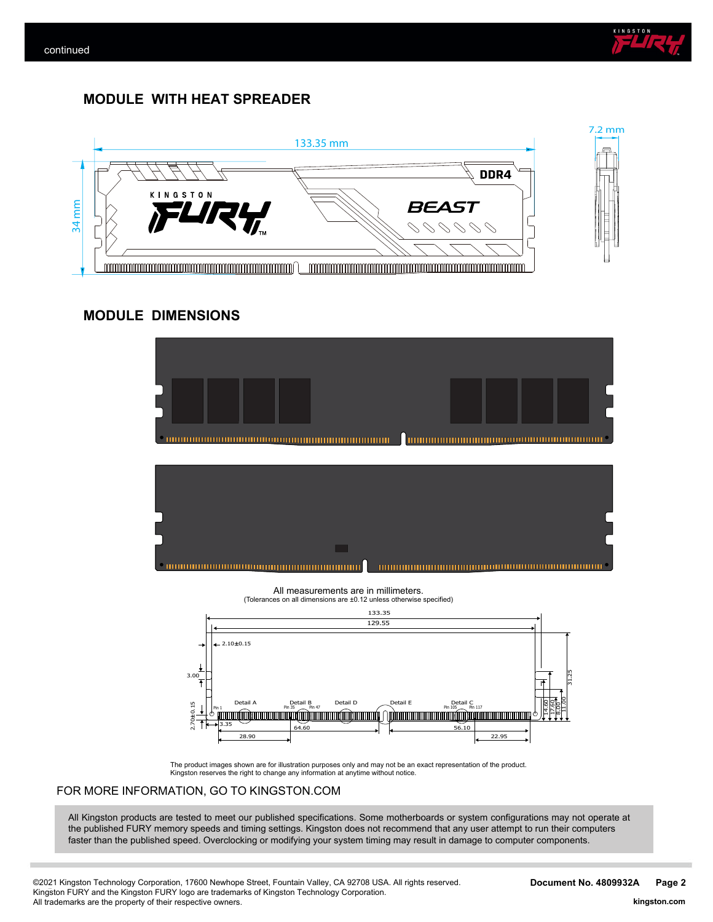## MODULE WITH HEAT SPREADER

133.35 mm

34 mm

7.2 mm

## MODULE DIMENSIONS

All measurements are in millimeters.
(Tolerances on all dimensions are ±0.12 unless otherwise specified)

133.35
129.55
2.10±0.15
3.00
2.70±0.15
3.35
28.90
64.60
56.10
22.95
31.25
14.60
17.60
8.00
11.00
Detail A
Detail B
Detail D
Detail E
Detail C
Pin 1
Pin 35
Pin 47
Pin 105
Pin 117

The product images shown are for illustration purposes only and may not be an exact representation of the product.
Kingston reserves the right to change any information at anytime without notice.

FOR MORE INFORMATION, GO TO KINGSTON.COM

All Kingston products are tested to meet our published specifications. Some motherboards or system configurations may not operate at the published FURY memory speeds and timing settings. Kingston does not recommend that any user attempt to run their computers faster than the published speed. Overclocking or modifying your system timing may result in damage to computer components.

©2021 Kingston Technology Corporation, 17600 Newhope Street, Fountain Valley, CA 92708 USA. All rights reserved.
Kingston FURY and the Kingston FURY logo are trademarks of Kingston Technology Corporation.
All trademarks are the property of their respective owners.

**Document No. 4809932A**

kingston.com